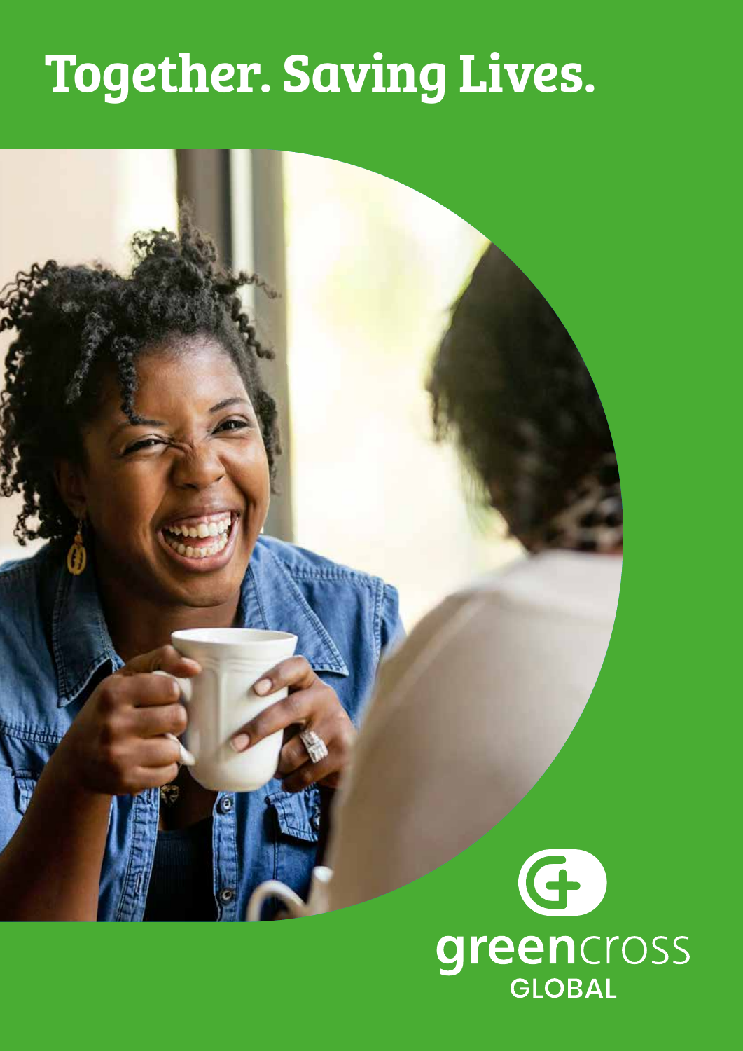# Together. Saving Lives.

greencross
GLOBAL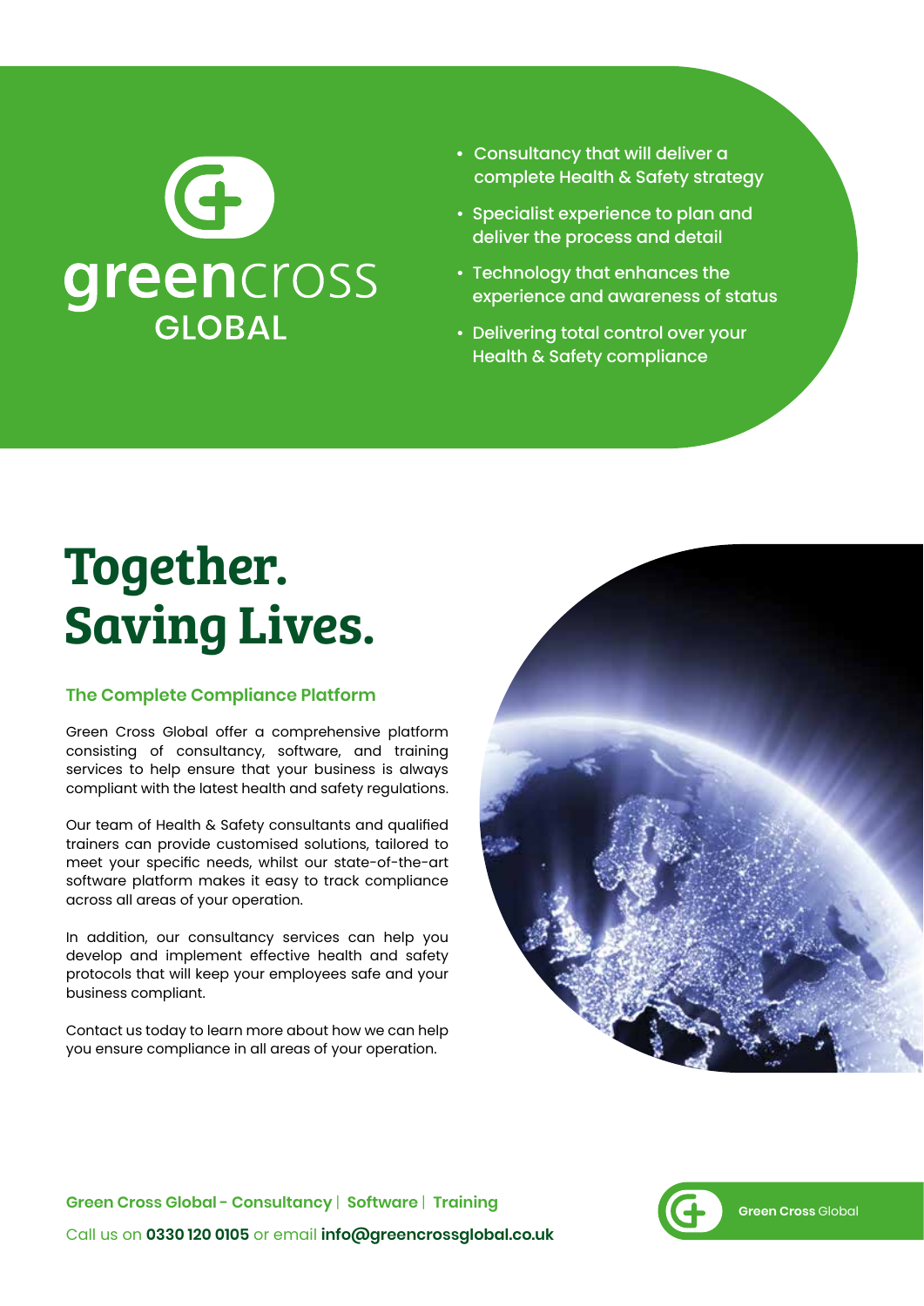greencross GLOBAL

- Consultancy that will deliver a complete Health & Safety strategy
- Specialist experience to plan and deliver the process and detail
- Technology that enhances the experience and awareness of status
- Delivering total control over your Health & Safety compliance

# Together. Saving Lives.

### The Complete Compliance Platform

Green Cross Global offer a comprehensive platform consisting of consultancy, software, and training services to help ensure that your business is always compliant with the latest health and safety regulations.

Our team of Health & Safety consultants and qualified trainers can provide customised solutions, tailored to meet your specific needs, whilst our state-of-the-art software platform makes it easy to track compliance across all areas of your operation.

In addition, our consultancy services can help you develop and implement effective health and safety protocols that will keep your employees safe and your business compliant.

Contact us today to learn more about how we can help you ensure compliance in all areas of your operation.

**Green Cross Global - Consultancy | Software | Training**

Call us on **0330 120 0105** or email **info@greencrossglobal.co.uk**

**Green Cross** Global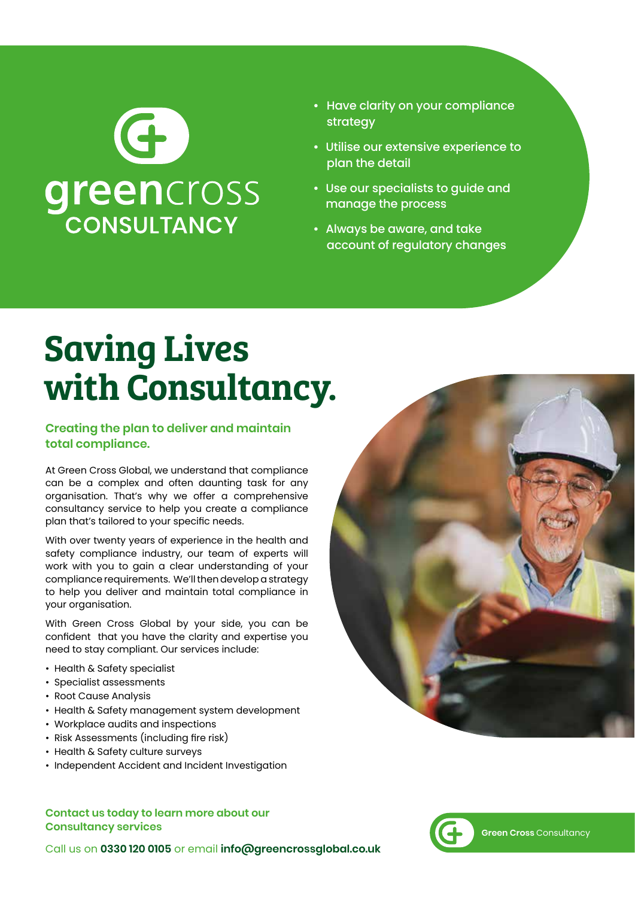greencross CONSULTANCY

- Have clarity on your compliance strategy
- Utilise our extensive experience to plan the detail
- Use our specialists to guide and manage the process
- Always be aware, and take account of regulatory changes

# Saving Lives with Consultancy.

## Creating the plan to deliver and maintain total compliance.

At Green Cross Global, we understand that compliance can be a complex and often daunting task for any organisation. That's why we offer a comprehensive consultancy service to help you create a compliance plan that's tailored to your specific needs.

With over twenty years of experience in the health and safety compliance industry, our team of experts will work with you to gain a clear understanding of your compliance requirements. We'll then develop a strategy to help you deliver and maintain total compliance in your organisation.

With Green Cross Global by your side, you can be confident that you have the clarity and expertise you need to stay compliant. Our services include:

- Health & Safety specialist
- Specialist assessments
- Root Cause Analysis
- Health & Safety management system development
- Workplace audits and inspections
- Risk Assessments (including fire risk)
- Health & Safety culture surveys
- Independent Accident and Incident Investigation

**Contact us today to learn more about our Consultancy services**

Call us on **0330 120 0105** or email **info@greencrossglobal.co.uk**

**Green Cross** Consultancy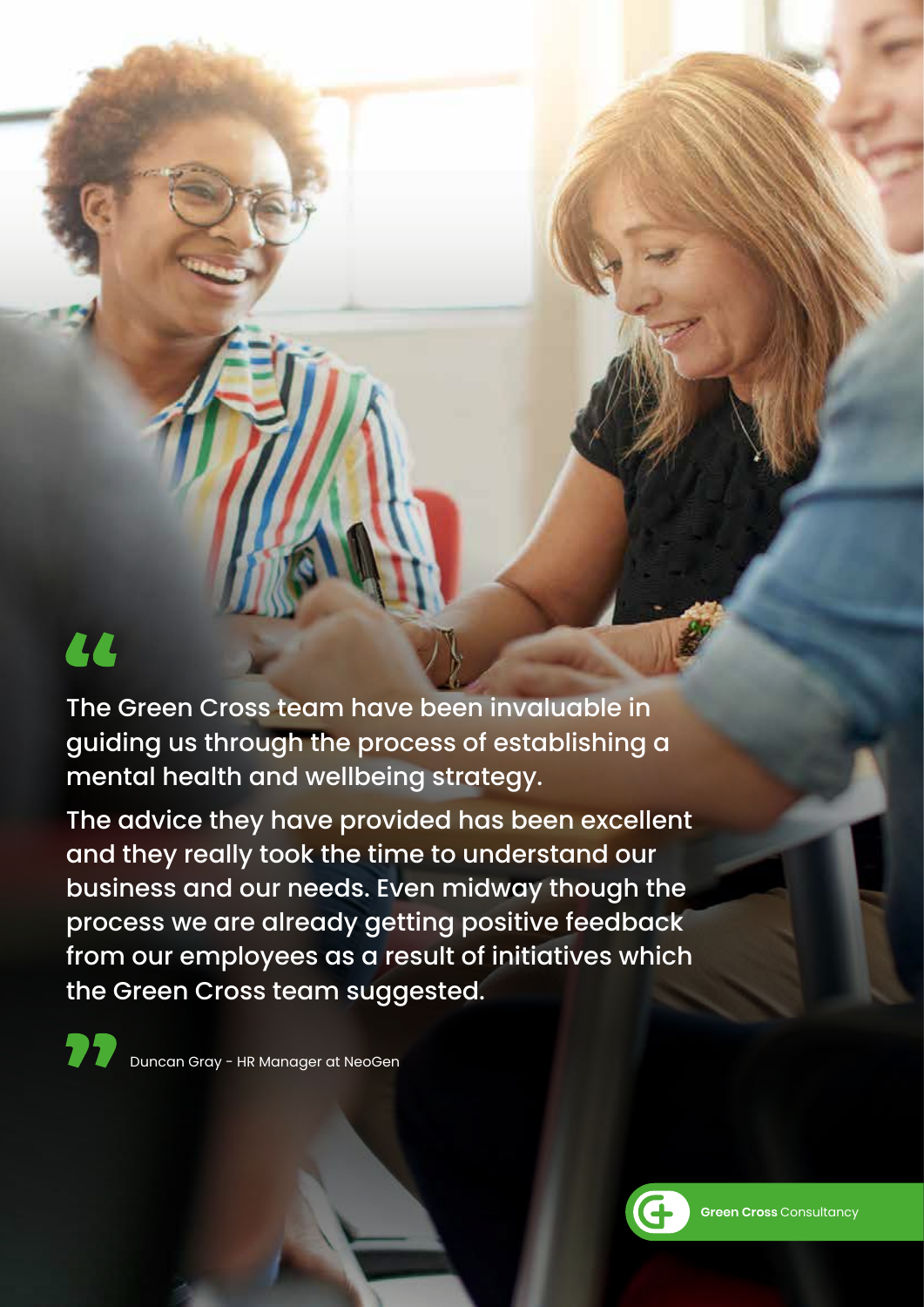> The Green Cross team have been invaluable in guiding us through the process of establishing a mental health and wellbeing strategy.
>
> The advice they have provided has been excellent and they really took the time to understand our business and our needs. Even midway though the process we are already getting positive feedback from our employees as a result of initiatives which the Green Cross team suggested.

Duncan Gray - HR Manager at NeoGen

**Green Cross** Consultancy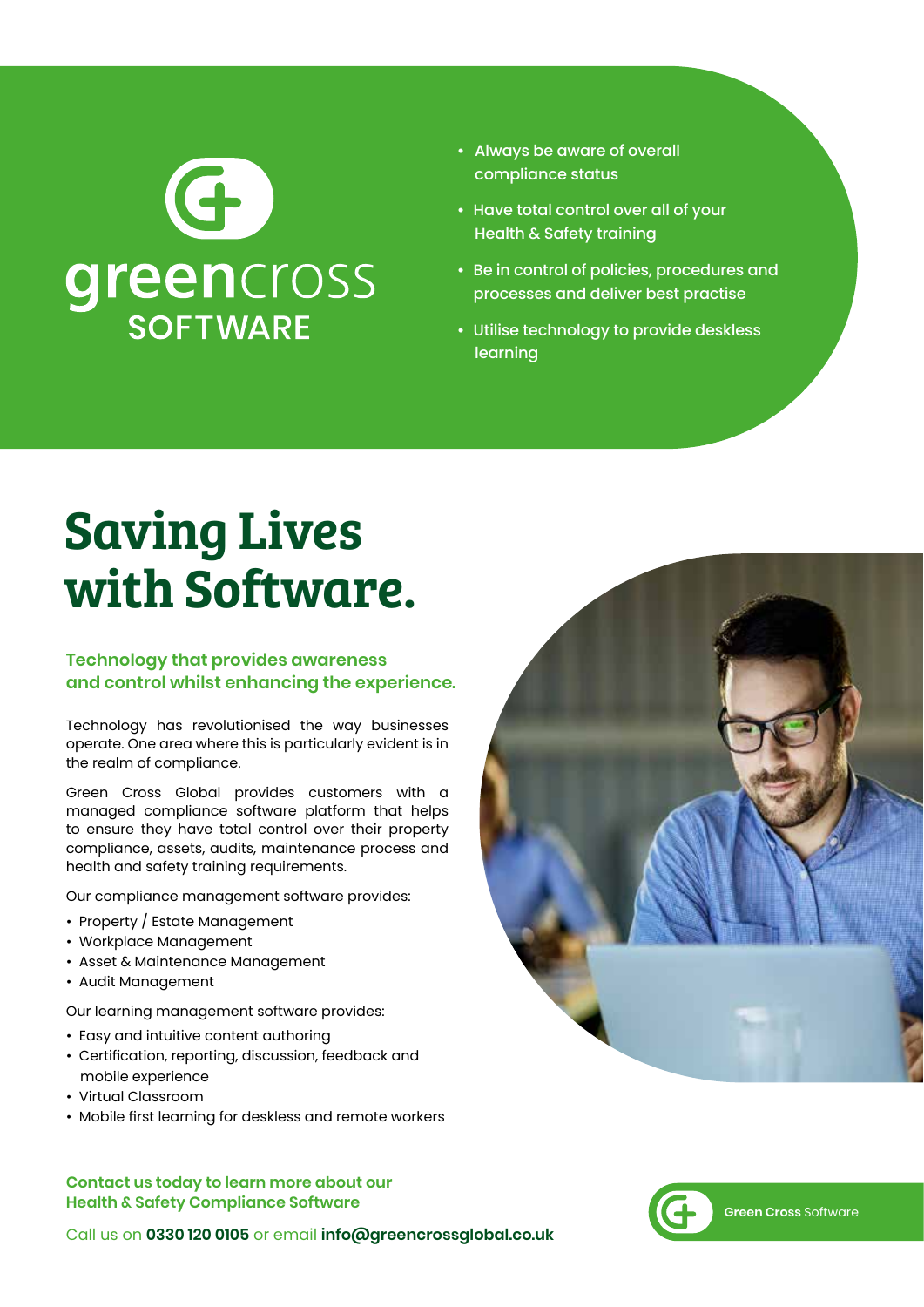greencross
SOFTWARE

- Always be aware of overall compliance status
- Have total control over all of your Health & Safety training
- Be in control of policies, procedures and processes and deliver best practise
- Utilise technology to provide deskless learning

# Saving Lives with Software.

## Technology that provides awareness and control whilst enhancing the experience.

Technology has revolutionised the way businesses operate. One area where this is particularly evident is in the realm of compliance.

Green Cross Global provides customers with a managed compliance software platform that helps to ensure they have total control over their property compliance, assets, audits, maintenance process and health and safety training requirements.

Our compliance management software provides:

- Property / Estate Management
- Workplace Management
- Asset & Maintenance Management
- Audit Management

Our learning management software provides:

- Easy and intuitive content authoring
- Certification, reporting, discussion, feedback and mobile experience
- Virtual Classroom
- Mobile first learning for deskless and remote workers

**Contact us today to learn more about our Health & Safety Compliance Software**

Call us on **0330 120 0105** or email **info@greencrossglobal.co.uk**

**Green Cross** Software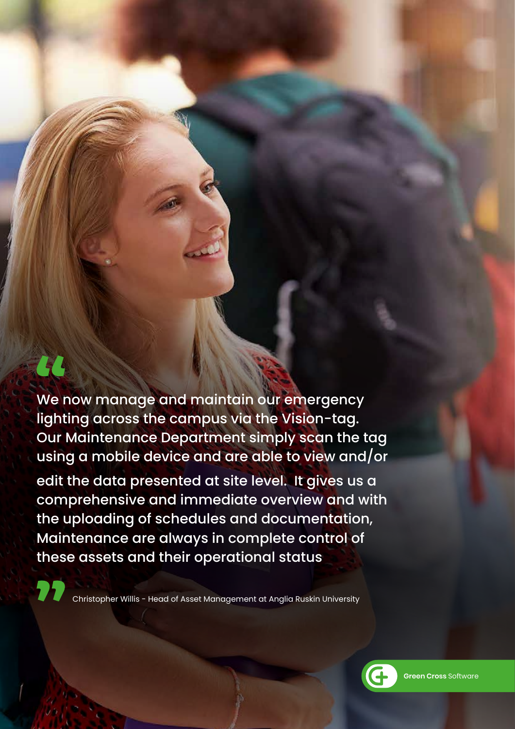> "We now manage and maintain our emergency lighting across the campus via the Vision-tag. Our Maintenance Department simply scan the tag using a mobile device and are able to view and/or edit the data presented at site level. It gives us a comprehensive and immediate overview and with the uploading of schedules and documentation, Maintenance are always in complete control of these assets and their operational status"
>
> Christopher Willis - Head of Asset Management at Anglia Ruskin University

**Green Cross** Software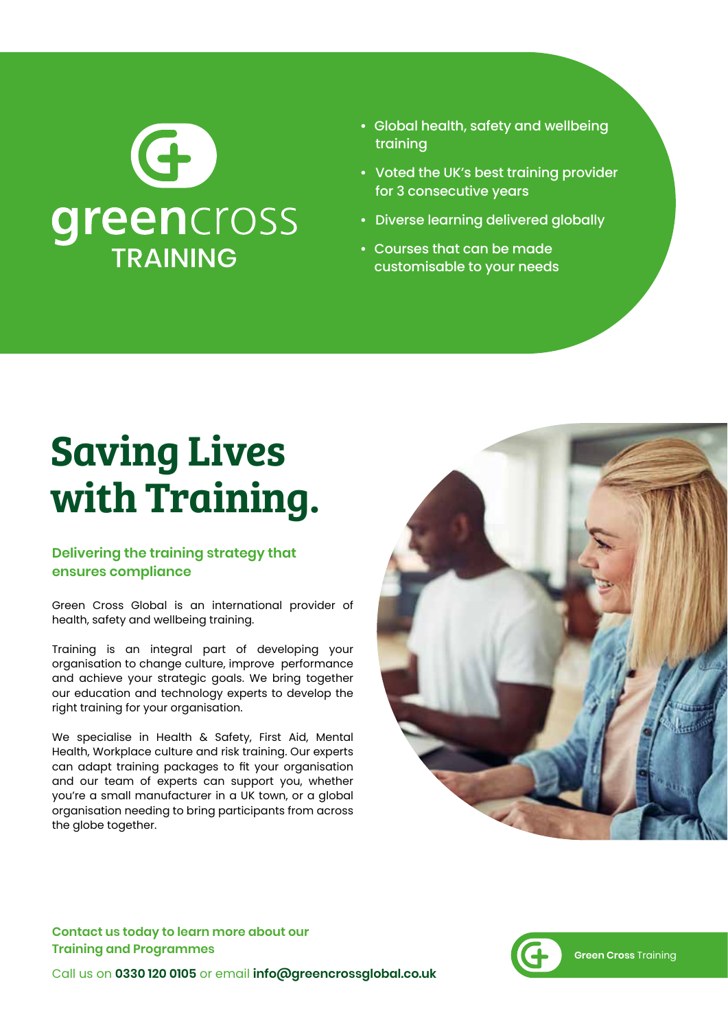greencross TRAINING

- Global health, safety and wellbeing training
- Voted the UK's best training provider for 3 consecutive years
- Diverse learning delivered globally
- Courses that can be made customisable to your needs

# Saving Lives with Training.

### Delivering the training strategy that ensures compliance

Green Cross Global is an international provider of health, safety and wellbeing training.

Training is an integral part of developing your organisation to change culture, improve performance and achieve your strategic goals. We bring together our education and technology experts to develop the right training for your organisation.

We specialise in Health & Safety, First Aid, Mental Health, Workplace culture and risk training. Our experts can adapt training packages to fit your organisation and our team of experts can support you, whether you're a small manufacturer in a UK town, or a global organisation needing to bring participants from across the globe together.

**Contact us today to learn more about our Training and Programmes**

Call us on **0330 120 0105** or email **info@greencrossglobal.co.uk**

**Green Cross** Training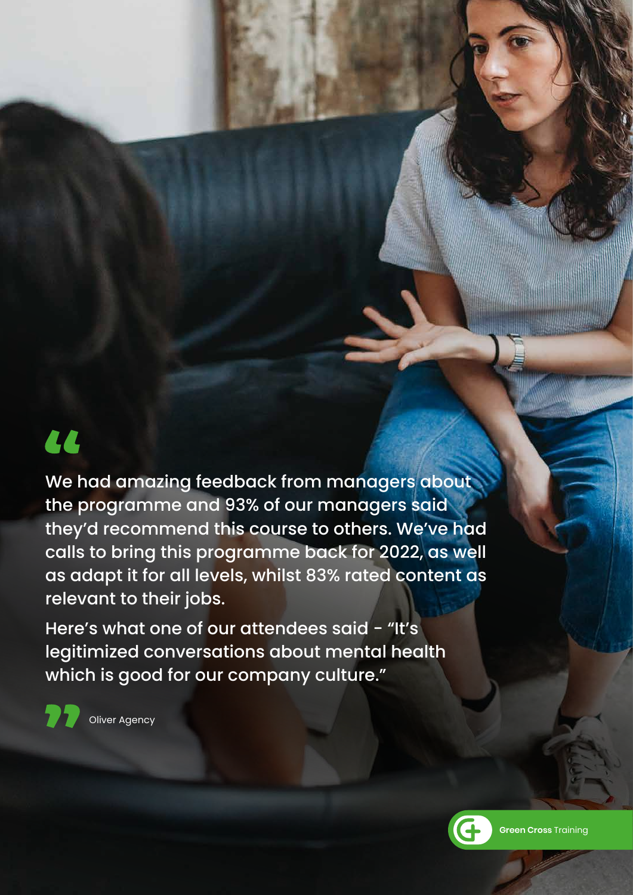> We had amazing feedback from managers about the programme and 93% of our managers said they'd recommend this course to others. We've had calls to bring this programme back for 2022, as well as adapt it for all levels, whilst 83% rated content as relevant to their jobs.
>
> Here's what one of our attendees said - "It's legitimized conversations about mental health which is good for our company culture."
>
> Oliver Agency

**Green Cross** Training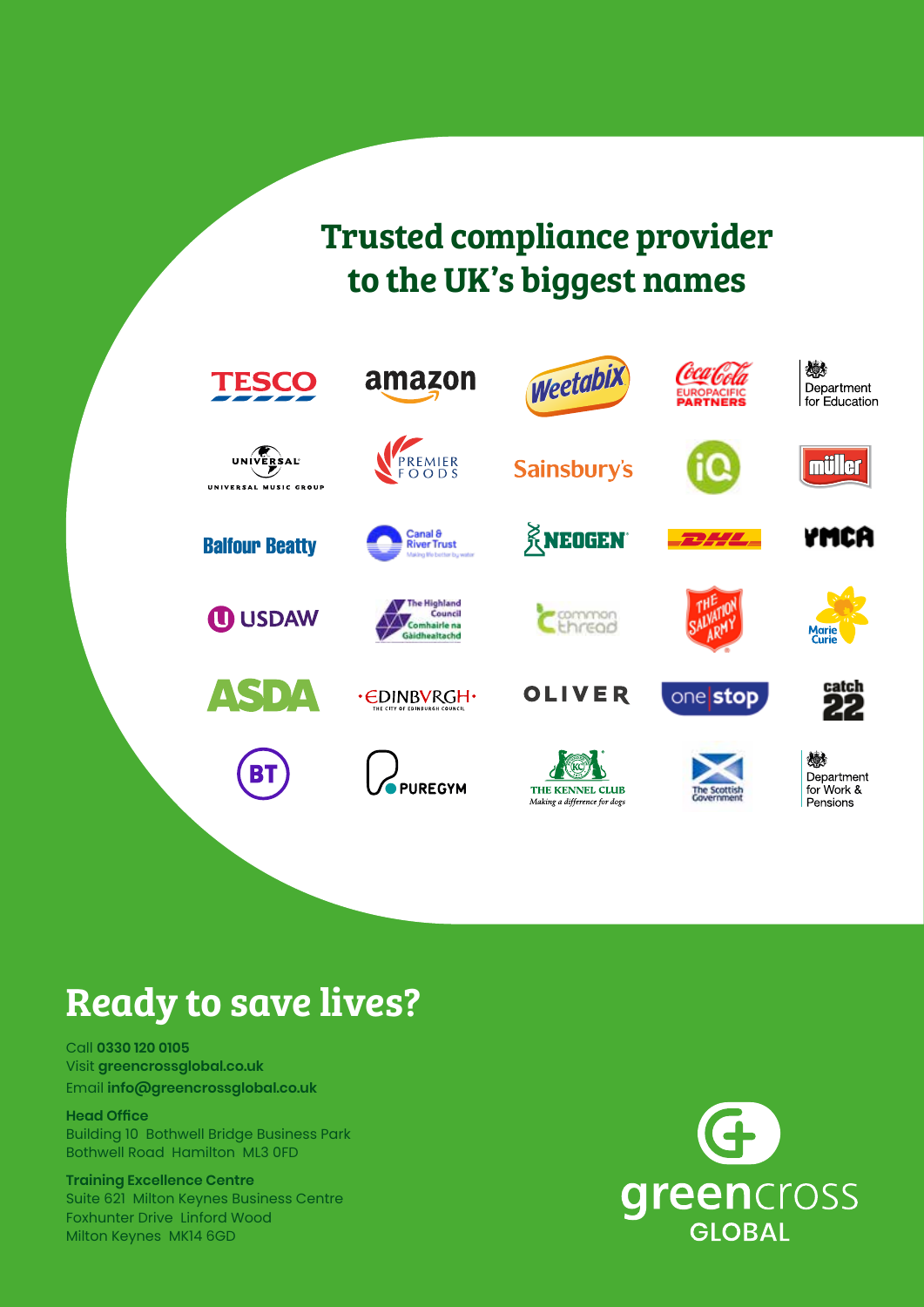# Trusted compliance provider to the UK's biggest names

TESCO
amazon
Weetabix
Coca-Cola EUROPACIFIC PARTNERS
Department for Education

UNIVERSAL MUSIC GROUP
PREMIER FOODS
Sainsbury's
iQ
müller

Balfour Beatty
Canal & River Trust
NEOGEN
DHL
YMCA

USDAW
The Highland Council Comhairle na Gàidhealtachd
common thread
THE SALVATION ARMY
Marie Curie

ASDA
EDINBVRGH THE CITY OF EDINBURGH COUNCIL
OLIVER
one stop
catch 22

BT
PUREGYM
THE KENNEL CLUB Making a difference for dogs
The Scottish Government
Department for Work & Pensions

## Ready to save lives?

Call **0330 120 0105**
Visit **greencrossglobal.co.uk**
Email **info@greencrossglobal.co.uk**

**Head Office**
Building 10 Bothwell Bridge Business Park
Bothwell Road Hamilton ML3 0FD

**Training Excellence Centre**
Suite 621 Milton Keynes Business Centre
Foxhunter Drive Linford Wood
Milton Keynes MK14 6GD

greencross GLOBAL